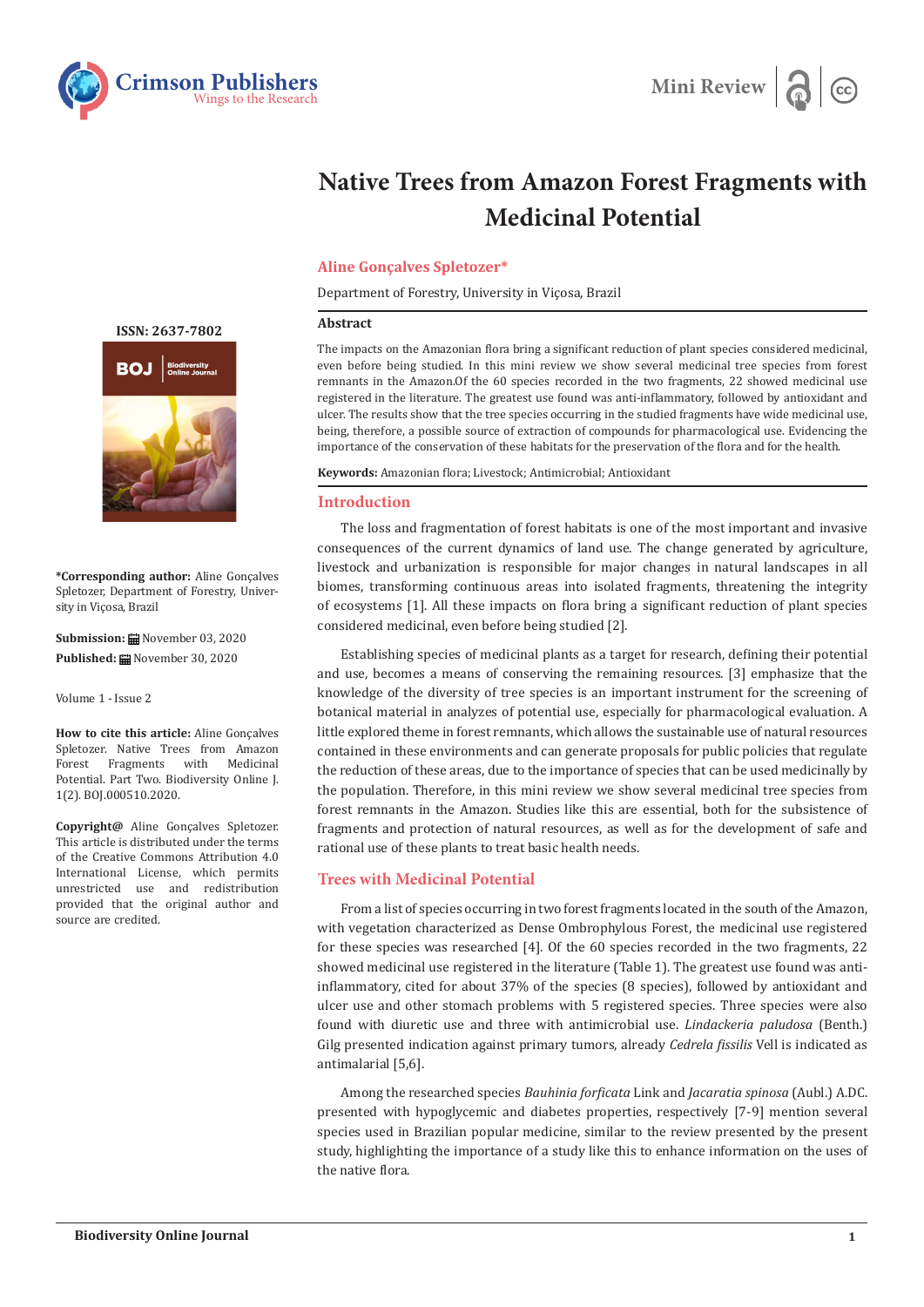# Native Trees from Amazon Forest Fragments with Medicinal Potential

**Aline Gonçalves Spletozer***

Department of Forestry, University in Viçosa, Brazil

**ISSN: 2637-7802**

**\*Corresponding author:** Aline Gonçalves Spletozer, Department of Forestry, University in Viçosa, Brazil

**Submission:** November 03, 2020
**Published:** November 30, 2020

Volume 1 - Issue 2

**How to cite this article:** Aline Gonçalves Spletozer. Native Trees from Amazon Forest Fragments with Medicinal Potential. Part Two. Biodiversity Online J. 1(2). BOJ.000510.2020.

**Copyright@** Aline Gonçalves Spletozer. This article is distributed under the terms of the Creative Commons Attribution 4.0 International License, which permits unrestricted use and redistribution provided that the original author and source are credited.

## Abstract

The impacts on the Amazonian flora bring a significant reduction of plant species considered medicinal, even before being studied. In this mini review we show several medicinal tree species from forest remnants in the Amazon.Of the 60 species recorded in the two fragments, 22 showed medicinal use registered in the literature. The greatest use found was anti-inflammatory, followed by antioxidant and ulcer. The results show that the tree species occurring in the studied fragments have wide medicinal use, being, therefore, a possible source of extraction of compounds for pharmacological use. Evidencing the importance of the conservation of these habitats for the preservation of the flora and for the health.

**Keywords:** Amazonian flora; Livestock; Antimicrobial; Antioxidant

## Introduction

The loss and fragmentation of forest habitats is one of the most important and invasive consequences of the current dynamics of land use. The change generated by agriculture, livestock and urbanization is responsible for major changes in natural landscapes in all biomes, transforming continuous areas into isolated fragments, threatening the integrity of ecosystems [1]. All these impacts on flora bring a significant reduction of plant species considered medicinal, even before being studied [2].

Establishing species of medicinal plants as a target for research, defining their potential and use, becomes a means of conserving the remaining resources. [3] emphasize that the knowledge of the diversity of tree species is an important instrument for the screening of botanical material in analyzes of potential use, especially for pharmacological evaluation. A little explored theme in forest remnants, which allows the sustainable use of natural resources contained in these environments and can generate proposals for public policies that regulate the reduction of these areas, due to the importance of species that can be used medicinally by the population. Therefore, in this mini review we show several medicinal tree species from forest remnants in the Amazon. Studies like this are essential, both for the subsistence of fragments and protection of natural resources, as well as for the development of safe and rational use of these plants to treat basic health needs.

## Trees with Medicinal Potential

From a list of species occurring in two forest fragments located in the south of the Amazon, with vegetation characterized as Dense Ombrophylous Forest, the medicinal use registered for these species was researched [4]. Of the 60 species recorded in the two fragments, 22 showed medicinal use registered in the literature (Table 1). The greatest use found was anti-inflammatory, cited for about 37% of the species (8 species), followed by antioxidant and ulcer use and other stomach problems with 5 registered species. Three species were also found with diuretic use and three with antimicrobial use. *Lindackeria paludosa* (Benth.) Gilg presented indication against primary tumors, already *Cedrela fissilis* Vell is indicated as antimalarial [5,6].

Among the researched species *Bauhinia forficata* Link and *Jacaratia spinosa* (Aubl.) A.DC. presented with hypoglycemic and diabetes properties, respectively [7-9] mention several species used in Brazilian popular medicine, similar to the review presented by the present study, highlighting the importance of a study like this to enhance information on the uses of the native flora.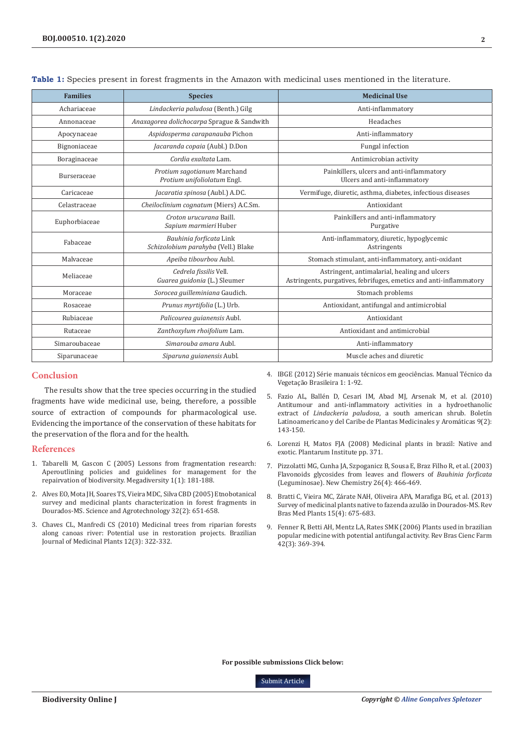**Table 1:** Species present in forest fragments in the Amazon with medicinal uses mentioned in the literature.

| Families | Species | Medicinal Use |
|---|---|---|
| Achariaceae | *Lindackeria paludosa* (Benth.) Gilg | Anti-inflammatory |
| Annonaceae | *Anaxagorea dolichocarpa* Sprague & Sandwith | Headaches |
| Apocynaceae | *Aspidosperma carapanauba* Pichon | Anti-inflammatory |
| Bignoniaceae | *Jacaranda copaia* (Aubl.) D.Don | Fungal infection |
| Boraginaceae | *Cordia exaltata* Lam. | Antimicrobian activity |
| Burseraceae | *Protium sagotianum* Marchand<br>*Protium unifoliolatum* Engl. | Painkillers, ulcers and anti-inflammatory<br>Ulcers and anti-inflammatory |
| Caricaceae | *Jacaratia spinosa* (Aubl.) A.DC. | Vermifuge, diuretic, asthma, diabetes, infectious diseases |
| Celastraceae | *Cheiloclinium cognatum* (Miers) A.C.Sm. | Antioxidant |
| Euphorbiaceae | *Croton urucurana* Baill.<br>*Sapium marmieri* Huber | Painkillers and anti-inflammatory<br>Purgative |
| Fabaceae | *Bauhinia forficata* Link<br>*Schizolobium parahyba* (Vell.) Blake | Anti-inflammatory, diuretic, hypoglycemic<br>Astringents |
| Malvaceae | *Apeiba tibourbou* Aubl. | Stomach stimulant, anti-inflammatory, anti-oxidant |
| Meliaceae | *Cedrela fissilis* Vell.<br>*Guarea guidonia* (L.) Sleumer | Astringent, antimalarial, healing and ulcers<br>Astringents, purgatives, febrifuges, emetics and anti-inflammatory |
| Moraceae | *Sorocea guilleminiana* Gaudich. | Stomach problems |
| Rosaceae | *Prunus myrtifolia* (L.) Urb. | Antioxidant, antifungal and antimicrobial |
| Rubiaceae | *Palicourea guianensis* Aubl. | Antioxidant |
| Rutaceae | *Zanthoxylum rhoifolium* Lam. | Antioxidant and antimicrobial |
| Simaroubaceae | *Simarouba amara* Aubl. | Anti-inflammatory |
| Siparunaceae | *Siparuna guianensis* Aubl. | Muscle aches and diuretic |

## Conclusion

The results show that the tree species occurring in the studied fragments have wide medicinal use, being, therefore, a possible source of extraction of compounds for pharmacological use. Evidencing the importance of the conservation of these habitats for the preservation of the flora and for the health.

## References

1. Tabarelli M, Gascon C (2005) Lessons from fragmentation research: Aperoutlining policies and guidelines for management for the repairvation of biodiversity. Megadiversity 1(1): 181-188.
2. Alves EO, Mota JH, Soares TS, Vieira MDC, Silva CBD (2005) Etnobotanical survey and medicinal plants characterization in forest fragments in Dourados-MS. Science and Agrotechnology 32(2): 651-658.
3. Chaves CL, Manfredi CS (2010) Medicinal trees from riparian forests along canoas river: Potential use in restoration projects. Brazilian Journal of Medicinal Plants 12(3): 322-332.
4. IBGE (2012) Série manuais técnicos em geociências. Manual Técnico da Vegetação Brasileira 1: 1-92.
5. Fazio AL, Ballén D, Cesari IM, Abad MJ, Arsenak M, et al. (2010) Antitumour and anti-inflammatory activities in a hydroethanolic extract of *Lindackeria paludosa*, a south american shrub. Boletín Latinoamericano y del Caribe de Plantas Medicinales y Aromáticas 9(2): 143-150.
6. Lorenzi H, Matos FJA (2008) Medicinal plants in brazil: Native and exotic. Plantarum Institute pp. 371.
7. Pizzolatti MG, Cunha JA, Szpoganicz B, Sousa E, Braz Filho R, et al. (2003) Flavonoids glycosides from leaves and flowers of *Bauhinia forficata* (Leguminosae). New Chemistry 26(4): 466-469.
8. Bratti C, Vieira MC, Zárate NAH, Oliveira APA, Marafiga BG, et al. (2013) Survey of medicinal plants native to fazenda azulão in Dourados-MS. Rev Bras Med Plants 15(4): 675-683.
9. Fenner R, Betti AH, Mentz LA, Rates SMK (2006) Plants used in brazilian popular medicine with potential antifungal activity. Rev Bras Cienc Farm 42(3): 369-394.

For possible submissions Click below:

Submit Article